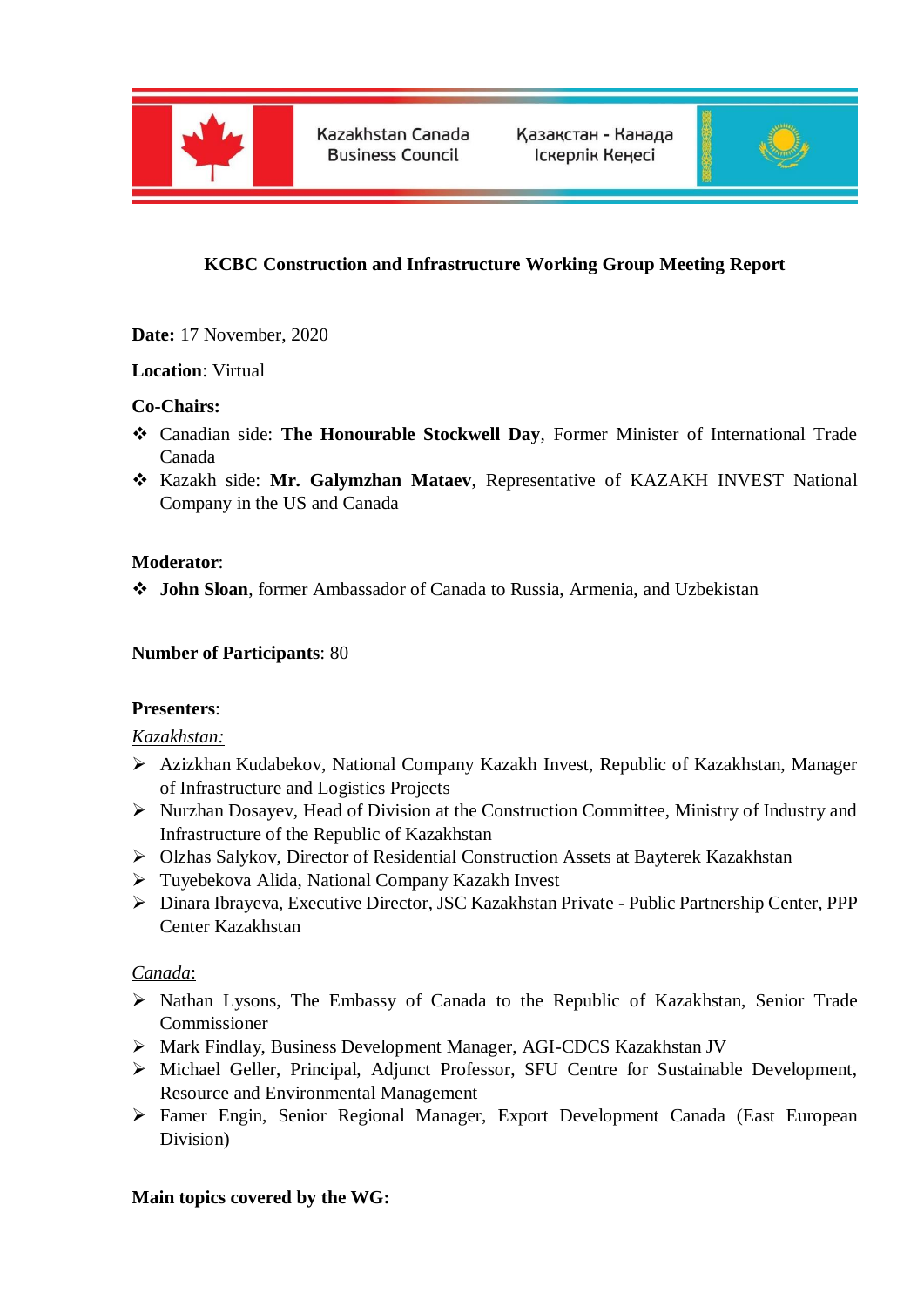Kazakhstan Canada Business Council

Қазақстан - Канада Іскерлік Кеңесі

## KCBC Construction and Infrastructure Working Group Meeting Report

**Date:** 17 November, 2020

**Location**: Virtual

**Co-Chairs:**

- Canadian side: **The Honourable Stockwell Day**, Former Minister of International Trade Canada
- Kazakh side: **Mr. Galymzhan Mataev**, Representative of KAZAKH INVEST National Company in the US and Canada

**Moderator**:

- **John Sloan**, former Ambassador of Canada to Russia, Armenia, and Uzbekistan

**Number of Participants**: 80

**Presenters**:

*Kazakhstan:*

- Azizkhan Kudabekov, National Company Kazakh Invest, Republic of Kazakhstan, Manager of Infrastructure and Logistics Projects
- Nurzhan Dosayev, Head of Division at the Construction Committee, Ministry of Industry and Infrastructure of the Republic of Kazakhstan
- Olzhas Salykov, Director of Residential Construction Assets at Bayterek Kazakhstan
- Tuyebekova Alida, National Company Kazakh Invest
- Dinara Ibrayeva, Executive Director, JSC Kazakhstan Private - Public Partnership Center, PPP Center Kazakhstan

*Canada:*

- Nathan Lysons, The Embassy of Canada to the Republic of Kazakhstan, Senior Trade Commissioner
- Mark Findlay, Business Development Manager, AGI-CDCS Kazakhstan JV
- Michael Geller, Principal, Adjunct Professor, SFU Centre for Sustainable Development, Resource and Environmental Management
- Famer Engin, Senior Regional Manager, Export Development Canada (East European Division)

**Main topics covered by the WG:**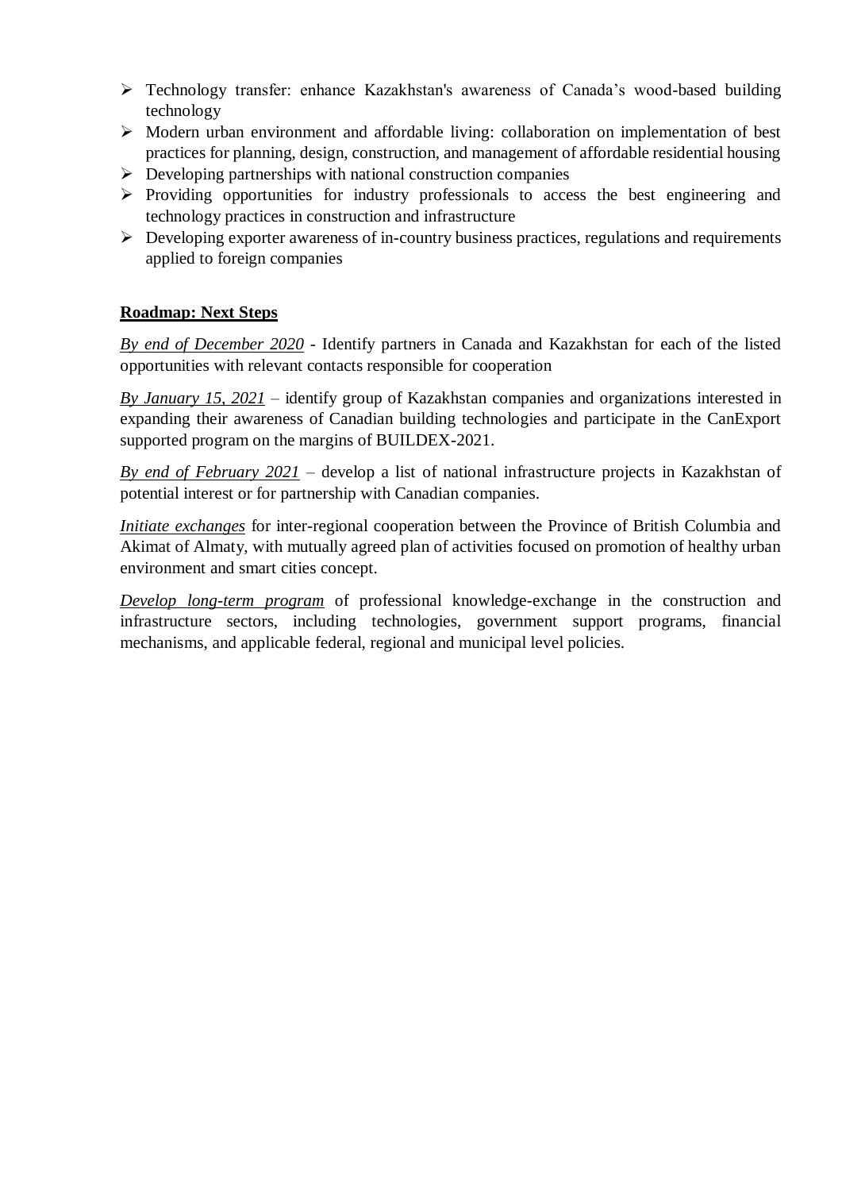- Technology transfer: enhance Kazakhstan's awareness of Canada's wood-based building technology
- Modern urban environment and affordable living: collaboration on implementation of best practices for planning, design, construction, and management of affordable residential housing
- Developing partnerships with national construction companies
- Providing opportunities for industry professionals to access the best engineering and technology practices in construction and infrastructure
- Developing exporter awareness of in-country business practices, regulations and requirements applied to foreign companies

**Roadmap: Next Steps**

*By end of December 2020* - Identify partners in Canada and Kazakhstan for each of the listed opportunities with relevant contacts responsible for cooperation

*By January 15, 2021* – identify group of Kazakhstan companies and organizations interested in expanding their awareness of Canadian building technologies and participate in the CanExport supported program on the margins of BUILDEX-2021.

*By end of February 2021* – develop a list of national infrastructure projects in Kazakhstan of potential interest or for partnership with Canadian companies.

*Initiate exchanges* for inter-regional cooperation between the Province of British Columbia and Akimat of Almaty, with mutually agreed plan of activities focused on promotion of healthy urban environment and smart cities concept.

*Develop long-term program* of professional knowledge-exchange in the construction and infrastructure sectors, including technologies, government support programs, financial mechanisms, and applicable federal, regional and municipal level policies.